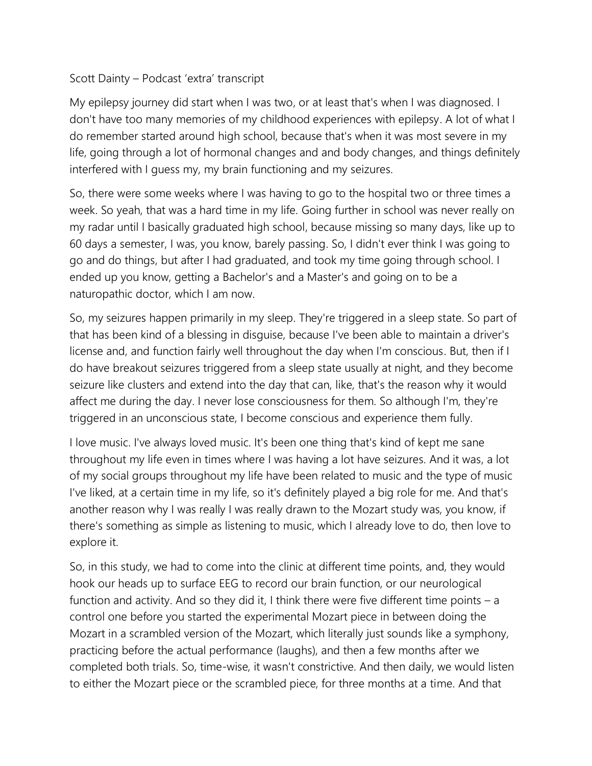Scott Dainty – Podcast 'extra' transcript

My epilepsy journey did start when I was two, or at least that's when I was diagnosed. I don't have too many memories of my childhood experiences with epilepsy. A lot of what I do remember started around high school, because that's when it was most severe in my life, going through a lot of hormonal changes and and body changes, and things definitely interfered with I guess my, my brain functioning and my seizures.

So, there were some weeks where I was having to go to the hospital two or three times a week. So yeah, that was a hard time in my life. Going further in school was never really on my radar until I basically graduated high school, because missing so many days, like up to 60 days a semester, I was, you know, barely passing. So, I didn't ever think I was going to go and do things, but after I had graduated, and took my time going through school. I ended up you know, getting a Bachelor's and a Master's and going on to be a naturopathic doctor, which I am now.

So, my seizures happen primarily in my sleep. They're triggered in a sleep state. So part of that has been kind of a blessing in disguise, because I've been able to maintain a driver's license and, and function fairly well throughout the day when I'm conscious. But, then if I do have breakout seizures triggered from a sleep state usually at night, and they become seizure like clusters and extend into the day that can, like, that's the reason why it would affect me during the day. I never lose consciousness for them. So although I'm, they're triggered in an unconscious state, I become conscious and experience them fully.

I love music. I've always loved music. It's been one thing that's kind of kept me sane throughout my life even in times where I was having a lot have seizures. And it was, a lot of my social groups throughout my life have been related to music and the type of music I've liked, at a certain time in my life, so it's definitely played a big role for me. And that's another reason why I was really I was really drawn to the Mozart study was, you know, if there's something as simple as listening to music, which I already love to do, then love to explore it.

So, in this study, we had to come into the clinic at different time points, and, they would hook our heads up to surface EEG to record our brain function, or our neurological function and activity. And so they did it, I think there were five different time points – a control one before you started the experimental Mozart piece in between doing the Mozart in a scrambled version of the Mozart, which literally just sounds like a symphony, practicing before the actual performance (laughs), and then a few months after we completed both trials. So, time-wise, it wasn't constrictive. And then daily, we would listen to either the Mozart piece or the scrambled piece, for three months at a time. And that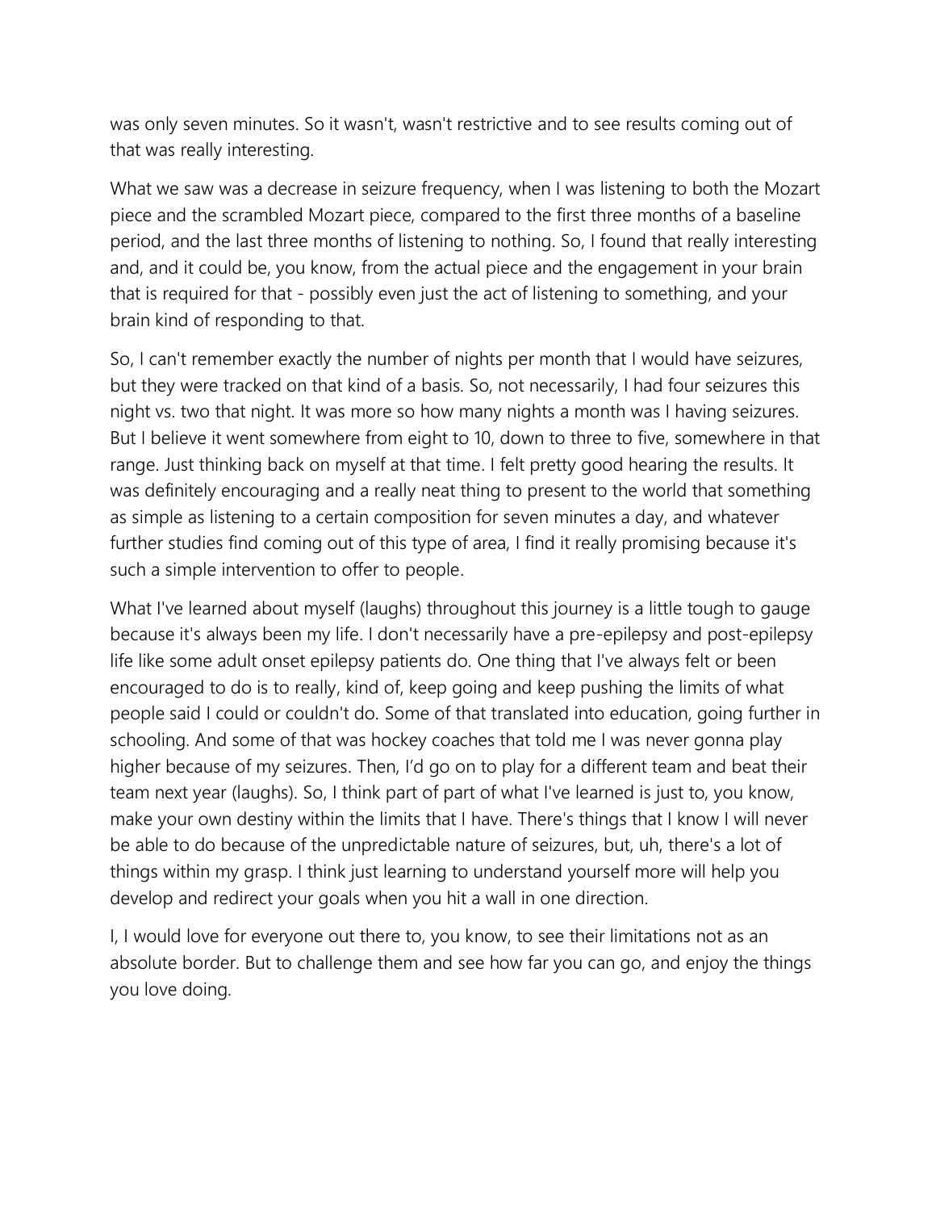was only seven minutes. So it wasn't, wasn't restrictive and to see results coming out of that was really interesting.

What we saw was a decrease in seizure frequency, when I was listening to both the Mozart piece and the scrambled Mozart piece, compared to the first three months of a baseline period, and the last three months of listening to nothing. So, I found that really interesting and, and it could be, you know, from the actual piece and the engagement in your brain that is required for that - possibly even just the act of listening to something, and your brain kind of responding to that.

So, I can't remember exactly the number of nights per month that I would have seizures, but they were tracked on that kind of a basis. So, not necessarily, I had four seizures this night vs. two that night. It was more so how many nights a month was I having seizures. But I believe it went somewhere from eight to 10, down to three to five, somewhere in that range. Just thinking back on myself at that time. I felt pretty good hearing the results. It was definitely encouraging and a really neat thing to present to the world that something as simple as listening to a certain composition for seven minutes a day, and whatever further studies find coming out of this type of area, I find it really promising because it's such a simple intervention to offer to people.

What I've learned about myself (laughs) throughout this journey is a little tough to gauge because it's always been my life. I don't necessarily have a pre-epilepsy and post-epilepsy life like some adult onset epilepsy patients do. One thing that I've always felt or been encouraged to do is to really, kind of, keep going and keep pushing the limits of what people said I could or couldn't do. Some of that translated into education, going further in schooling. And some of that was hockey coaches that told me I was never gonna play higher because of my seizures. Then, I'd go on to play for a different team and beat their team next year (laughs). So, I think part of part of what I've learned is just to, you know, make your own destiny within the limits that I have. There's things that I know I will never be able to do because of the unpredictable nature of seizures, but, uh, there's a lot of things within my grasp. I think just learning to understand yourself more will help you develop and redirect your goals when you hit a wall in one direction.

I, I would love for everyone out there to, you know, to see their limitations not as an absolute border. But to challenge them and see how far you can go, and enjoy the things you love doing.